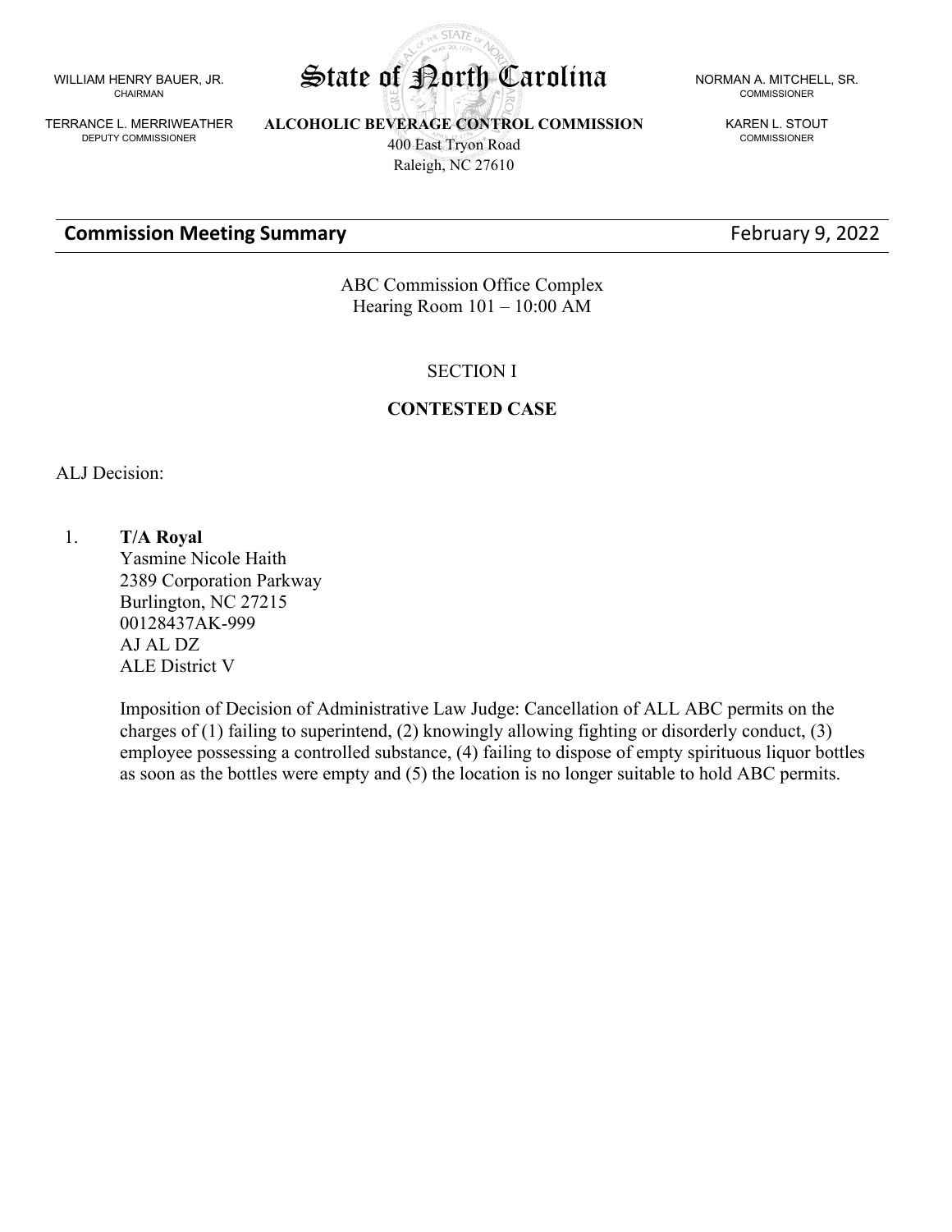WILLIAM HENRY BAUER, JR.
CHAIRMAN

TERRANCE L. MERRIWEATHER
DEPUTY COMMISSIONER

# State of North Carolina

**ALCOHOLIC BEVERAGE CONTROL COMMISSION**
400 East Tryon Road
Raleigh, NC 27610

NORMAN A. MITCHELL, SR.
COMMISSIONER

KAREN L. STOUT
COMMISSIONER

**Commission Meeting Summary** February 9, 2022

ABC Commission Office Complex
Hearing Room 101 – 10:00 AM

SECTION I

**CONTESTED CASE**

ALJ Decision:

1. **T/A Royal**
   Yasmine Nicole Haith
   2389 Corporation Parkway
   Burlington, NC 27215
   00128437AK-999
   AJ AL DZ
   ALE District V

   Imposition of Decision of Administrative Law Judge: Cancellation of ALL ABC permits on the charges of (1) failing to superintend, (2) knowingly allowing fighting or disorderly conduct, (3) employee possessing a controlled substance, (4) failing to dispose of empty spirituous liquor bottles as soon as the bottles were empty and (5) the location is no longer suitable to hold ABC permits.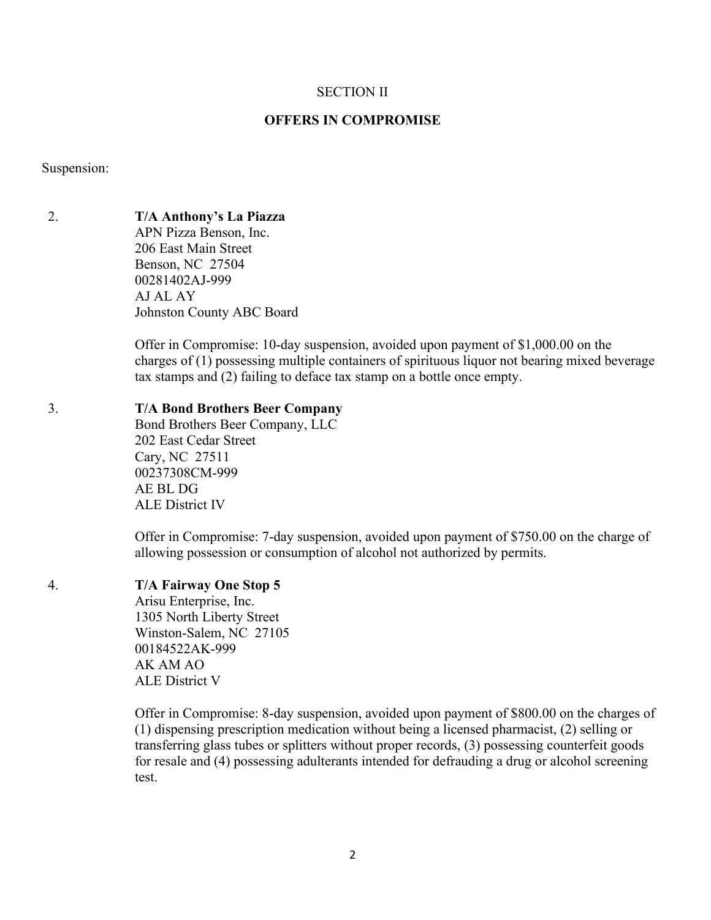SECTION II

**OFFERS IN COMPROMISE**

Suspension:

2. **T/A Anthony's La Piazza**
   APN Pizza Benson, Inc.
   206 East Main Street
   Benson, NC 27504
   00281402AJ-999
   AJ AL AY
   Johnston County ABC Board

   Offer in Compromise: 10-day suspension, avoided upon payment of $1,000.00 on the charges of (1) possessing multiple containers of spirituous liquor not bearing mixed beverage tax stamps and (2) failing to deface tax stamp on a bottle once empty.

3. **T/A Bond Brothers Beer Company**
   Bond Brothers Beer Company, LLC
   202 East Cedar Street
   Cary, NC 27511
   00237308CM-999
   AE BL DG
   ALE District IV

   Offer in Compromise: 7-day suspension, avoided upon payment of $750.00 on the charge of allowing possession or consumption of alcohol not authorized by permits.

4. **T/A Fairway One Stop 5**
   Arisu Enterprise, Inc.
   1305 North Liberty Street
   Winston-Salem, NC 27105
   00184522AK-999
   AK AM AO
   ALE District V

   Offer in Compromise: 8-day suspension, avoided upon payment of $800.00 on the charges of (1) dispensing prescription medication without being a licensed pharmacist, (2) selling or transferring glass tubes or splitters without proper records, (3) possessing counterfeit goods for resale and (4) possessing adulterants intended for defrauding a drug or alcohol screening test.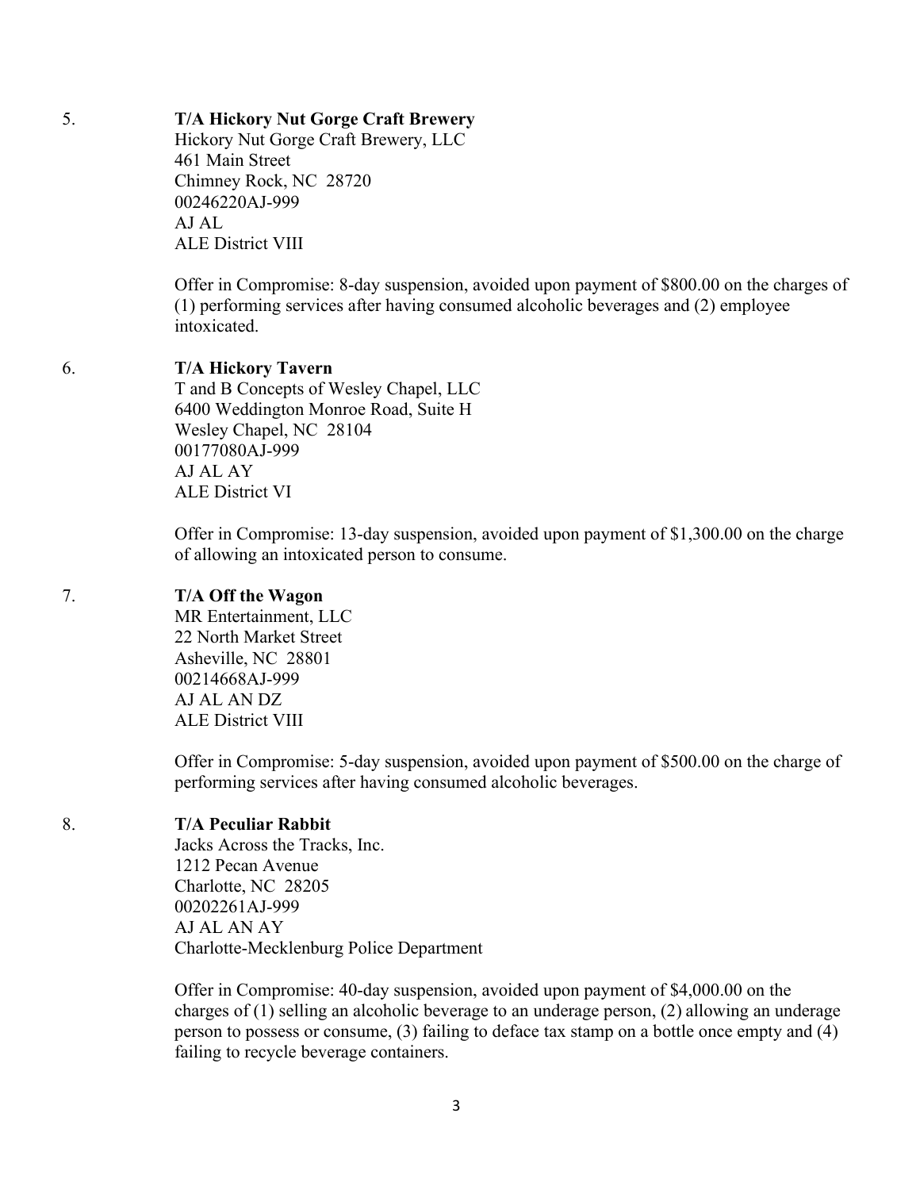5. **T/A Hickory Nut Gorge Craft Brewery**
   Hickory Nut Gorge Craft Brewery, LLC
   461 Main Street
   Chimney Rock, NC 28720
   00246220AJ-999
   AJ AL
   ALE District VIII

   Offer in Compromise: 8-day suspension, avoided upon payment of $800.00 on the charges of (1) performing services after having consumed alcoholic beverages and (2) employee intoxicated.

6. **T/A Hickory Tavern**
   T and B Concepts of Wesley Chapel, LLC
   6400 Weddington Monroe Road, Suite H
   Wesley Chapel, NC 28104
   00177080AJ-999
   AJ AL AY
   ALE District VI

   Offer in Compromise: 13-day suspension, avoided upon payment of $1,300.00 on the charge of allowing an intoxicated person to consume.

7. **T/A Off the Wagon**
   MR Entertainment, LLC
   22 North Market Street
   Asheville, NC 28801
   00214668AJ-999
   AJ AL AN DZ
   ALE District VIII

   Offer in Compromise: 5-day suspension, avoided upon payment of $500.00 on the charge of performing services after having consumed alcoholic beverages.

8. **T/A Peculiar Rabbit**
   Jacks Across the Tracks, Inc.
   1212 Pecan Avenue
   Charlotte, NC 28205
   00202261AJ-999
   AJ AL AN AY
   Charlotte-Mecklenburg Police Department

   Offer in Compromise: 40-day suspension, avoided upon payment of $4,000.00 on the charges of (1) selling an alcoholic beverage to an underage person, (2) allowing an underage person to possess or consume, (3) failing to deface tax stamp on a bottle once empty and (4) failing to recycle beverage containers.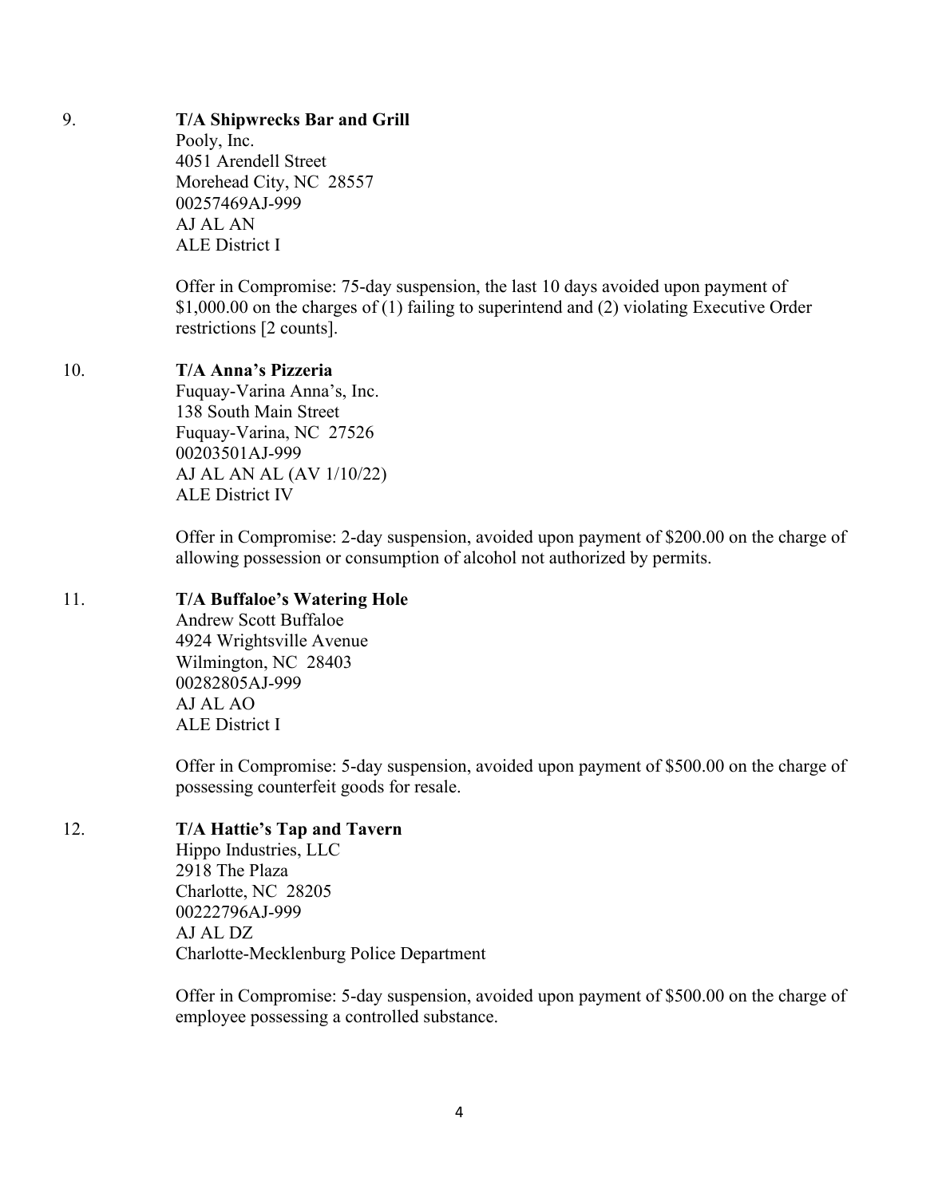9. **T/A Shipwrecks Bar and Grill**
   Pooly, Inc.
   4051 Arendell Street
   Morehead City, NC 28557
   00257469AJ-999
   AJ AL AN
   ALE District I

   Offer in Compromise: 75-day suspension, the last 10 days avoided upon payment of $1,000.00 on the charges of (1) failing to superintend and (2) violating Executive Order restrictions [2 counts].

10. **T/A Anna's Pizzeria**
    Fuquay-Varina Anna's, Inc.
    138 South Main Street
    Fuquay-Varina, NC 27526
    00203501AJ-999
    AJ AL AN AL (AV 1/10/22)
    ALE District IV

    Offer in Compromise: 2-day suspension, avoided upon payment of $200.00 on the charge of allowing possession or consumption of alcohol not authorized by permits.

11. **T/A Buffaloe's Watering Hole**
    Andrew Scott Buffaloe
    4924 Wrightsville Avenue
    Wilmington, NC 28403
    00282805AJ-999
    AJ AL AO
    ALE District I

    Offer in Compromise: 5-day suspension, avoided upon payment of $500.00 on the charge of possessing counterfeit goods for resale.

12. **T/A Hattie's Tap and Tavern**
    Hippo Industries, LLC
    2918 The Plaza
    Charlotte, NC 28205
    00222796AJ-999
    AJ AL DZ
    Charlotte-Mecklenburg Police Department

    Offer in Compromise: 5-day suspension, avoided upon payment of $500.00 on the charge of employee possessing a controlled substance.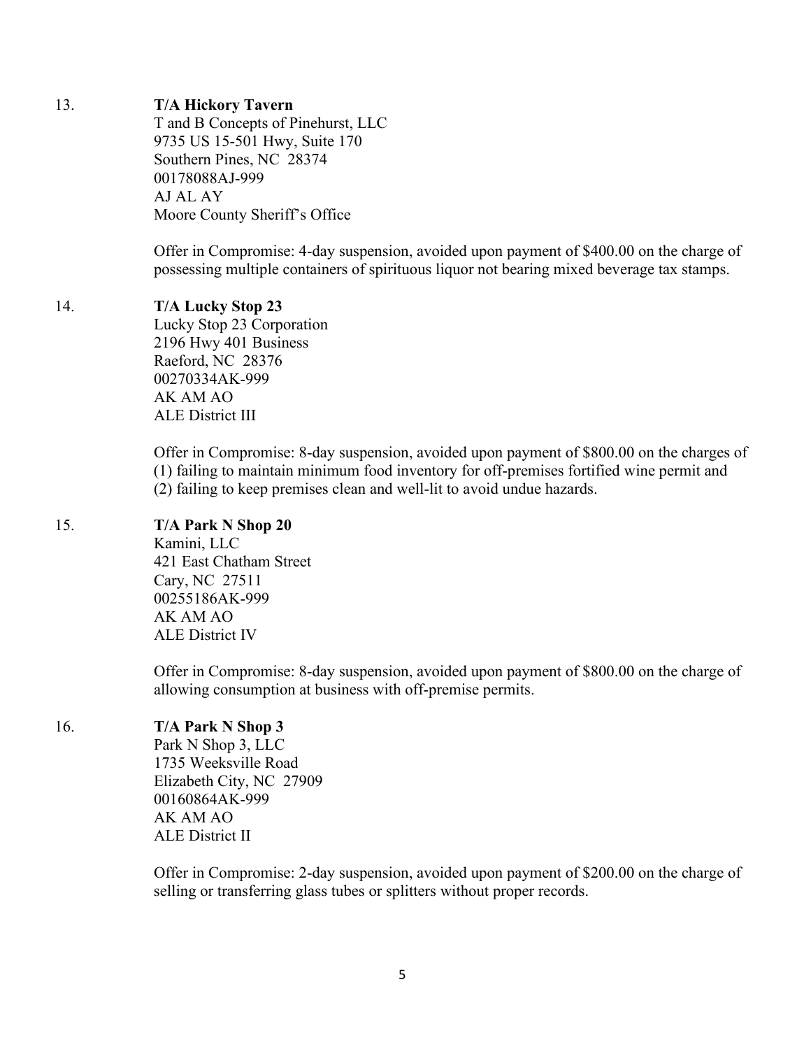13. **T/A Hickory Tavern**
    T and B Concepts of Pinehurst, LLC
    9735 US 15-501 Hwy, Suite 170
    Southern Pines, NC 28374
    00178088AJ-999
    AJ AL AY
    Moore County Sheriff's Office

    Offer in Compromise: 4-day suspension, avoided upon payment of $400.00 on the charge of possessing multiple containers of spirituous liquor not bearing mixed beverage tax stamps.

14. **T/A Lucky Stop 23**
    Lucky Stop 23 Corporation
    2196 Hwy 401 Business
    Raeford, NC 28376
    00270334AK-999
    AK AM AO
    ALE District III

    Offer in Compromise: 8-day suspension, avoided upon payment of $800.00 on the charges of (1) failing to maintain minimum food inventory for off-premises fortified wine permit and (2) failing to keep premises clean and well-lit to avoid undue hazards.

15. **T/A Park N Shop 20**
    Kamini, LLC
    421 East Chatham Street
    Cary, NC 27511
    00255186AK-999
    AK AM AO
    ALE District IV

    Offer in Compromise: 8-day suspension, avoided upon payment of $800.00 on the charge of allowing consumption at business with off-premise permits.

16. **T/A Park N Shop 3**
    Park N Shop 3, LLC
    1735 Weeksville Road
    Elizabeth City, NC 27909
    00160864AK-999
    AK AM AO
    ALE District II

    Offer in Compromise: 2-day suspension, avoided upon payment of $200.00 on the charge of selling or transferring glass tubes or splitters without proper records.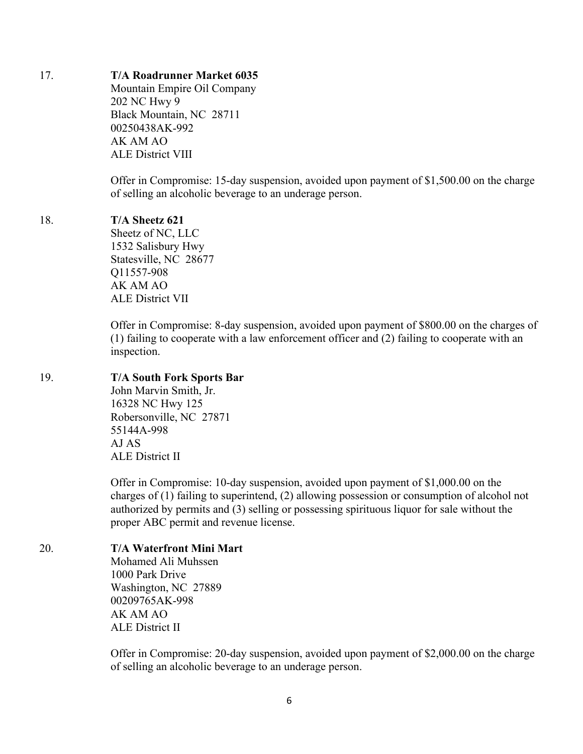17. **T/A Roadrunner Market 6035**
    Mountain Empire Oil Company
    202 NC Hwy 9
    Black Mountain, NC 28711
    00250438AK-992
    AK AM AO
    ALE District VIII

    Offer in Compromise: 15-day suspension, avoided upon payment of $1,500.00 on the charge of selling an alcoholic beverage to an underage person.

18. **T/A Sheetz 621**
    Sheetz of NC, LLC
    1532 Salisbury Hwy
    Statesville, NC 28677
    Q11557-908
    AK AM AO
    ALE District VII

    Offer in Compromise: 8-day suspension, avoided upon payment of $800.00 on the charges of (1) failing to cooperate with a law enforcement officer and (2) failing to cooperate with an inspection.

19. **T/A South Fork Sports Bar**
    John Marvin Smith, Jr.
    16328 NC Hwy 125
    Robersonville, NC 27871
    55144A-998
    AJ AS
    ALE District II

    Offer in Compromise: 10-day suspension, avoided upon payment of $1,000.00 on the charges of (1) failing to superintend, (2) allowing possession or consumption of alcohol not authorized by permits and (3) selling or possessing spirituous liquor for sale without the proper ABC permit and revenue license.

20. **T/A Waterfront Mini Mart**
    Mohamed Ali Muhssen
    1000 Park Drive
    Washington, NC 27889
    00209765AK-998
    AK AM AO
    ALE District II

    Offer in Compromise: 20-day suspension, avoided upon payment of $2,000.00 on the charge of selling an alcoholic beverage to an underage person.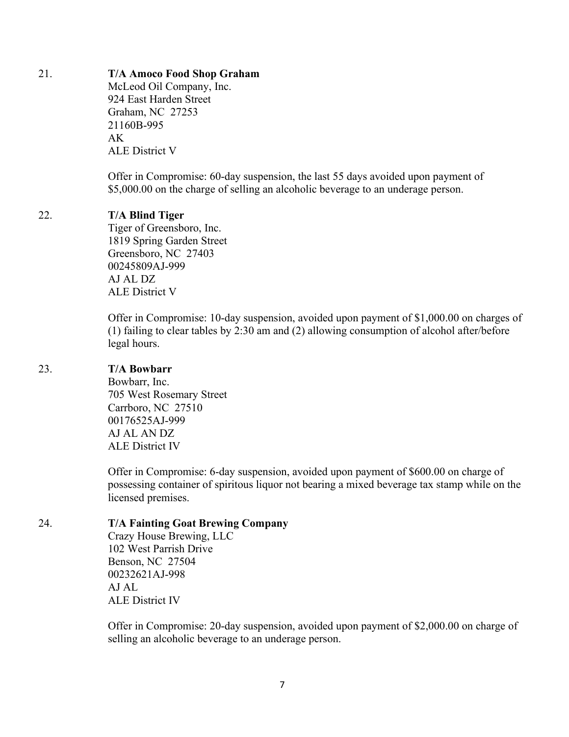21. **T/A Amoco Food Shop Graham**
    McLeod Oil Company, Inc.
    924 East Harden Street
    Graham, NC 27253
    21160B-995
    AK
    ALE District V

    Offer in Compromise: 60-day suspension, the last 55 days avoided upon payment of $5,000.00 on the charge of selling an alcoholic beverage to an underage person.

22. **T/A Blind Tiger**
    Tiger of Greensboro, Inc.
    1819 Spring Garden Street
    Greensboro, NC 27403
    00245809AJ-999
    AJ AL DZ
    ALE District V

    Offer in Compromise: 10-day suspension, avoided upon payment of $1,000.00 on charges of (1) failing to clear tables by 2:30 am and (2) allowing consumption of alcohol after/before legal hours.

23. **T/A Bowbarr**
    Bowbarr, Inc.
    705 West Rosemary Street
    Carrboro, NC 27510
    00176525AJ-999
    AJ AL AN DZ
    ALE District IV

    Offer in Compromise: 6-day suspension, avoided upon payment of $600.00 on charge of possessing container of spiritous liquor not bearing a mixed beverage tax stamp while on the licensed premises.

24. **T/A Fainting Goat Brewing Company**
    Crazy House Brewing, LLC
    102 West Parrish Drive
    Benson, NC 27504
    00232621AJ-998
    AJ AL
    ALE District IV

    Offer in Compromise: 20-day suspension, avoided upon payment of $2,000.00 on charge of selling an alcoholic beverage to an underage person.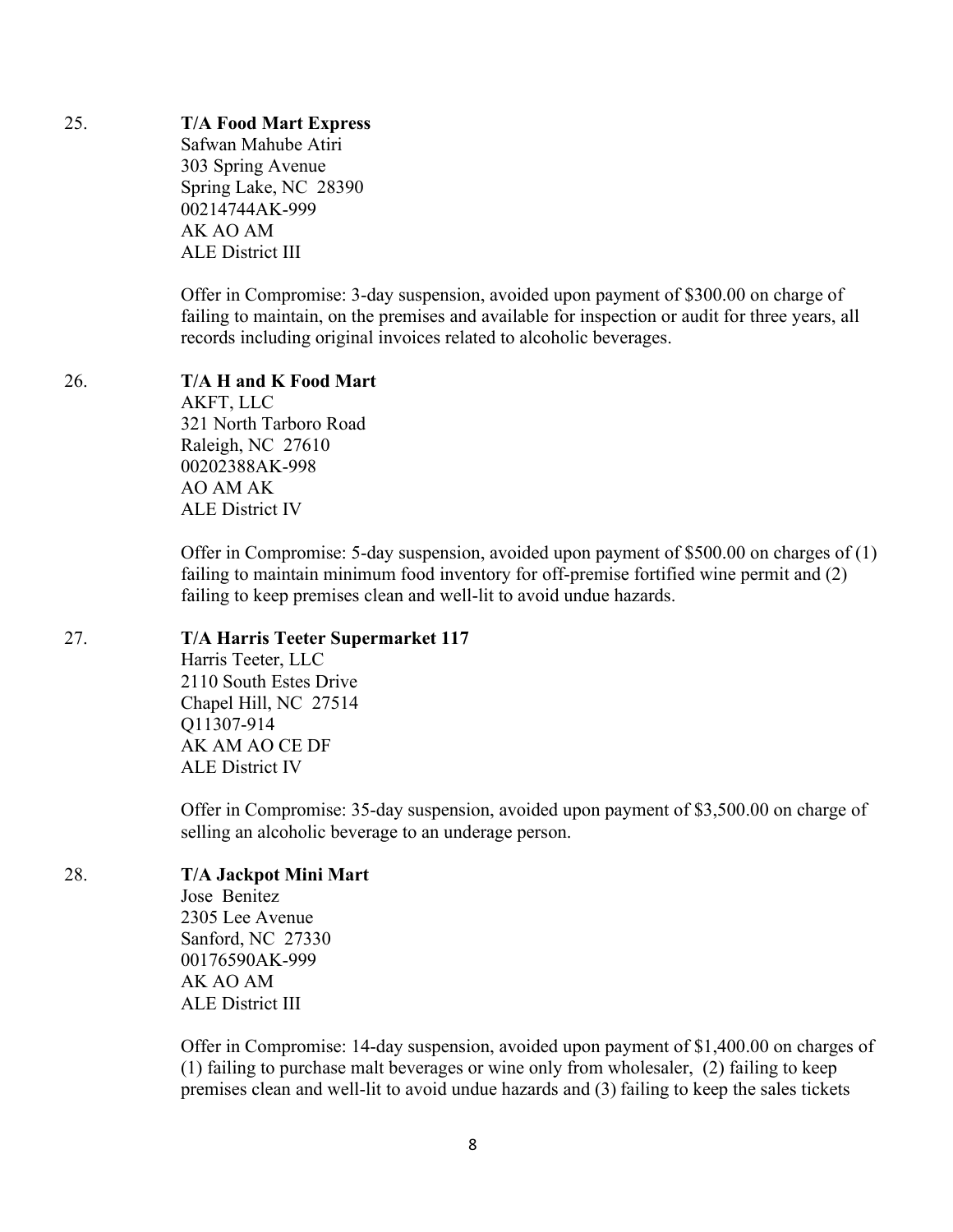25. **T/A Food Mart Express**
    Safwan Mahube Atiri
    303 Spring Avenue
    Spring Lake, NC 28390
    00214744AK-999
    AK AO AM
    ALE District III

    Offer in Compromise: 3-day suspension, avoided upon payment of $300.00 on charge of failing to maintain, on the premises and available for inspection or audit for three years, all records including original invoices related to alcoholic beverages.

26. **T/A H and K Food Mart**
    AKFT, LLC
    321 North Tarboro Road
    Raleigh, NC 27610
    00202388AK-998
    AO AM AK
    ALE District IV

    Offer in Compromise: 5-day suspension, avoided upon payment of $500.00 on charges of (1) failing to maintain minimum food inventory for off-premise fortified wine permit and (2) failing to keep premises clean and well-lit to avoid undue hazards.

27. **T/A Harris Teeter Supermarket 117**
    Harris Teeter, LLC
    2110 South Estes Drive
    Chapel Hill, NC 27514
    Q11307-914
    AK AM AO CE DF
    ALE District IV

    Offer in Compromise: 35-day suspension, avoided upon payment of $3,500.00 on charge of selling an alcoholic beverage to an underage person.

28. **T/A Jackpot Mini Mart**
    Jose Benitez
    2305 Lee Avenue
    Sanford, NC 27330
    00176590AK-999
    AK AO AM
    ALE District III

    Offer in Compromise: 14-day suspension, avoided upon payment of $1,400.00 on charges of (1) failing to purchase malt beverages or wine only from wholesaler, (2) failing to keep premises clean and well-lit to avoid undue hazards and (3) failing to keep the sales tickets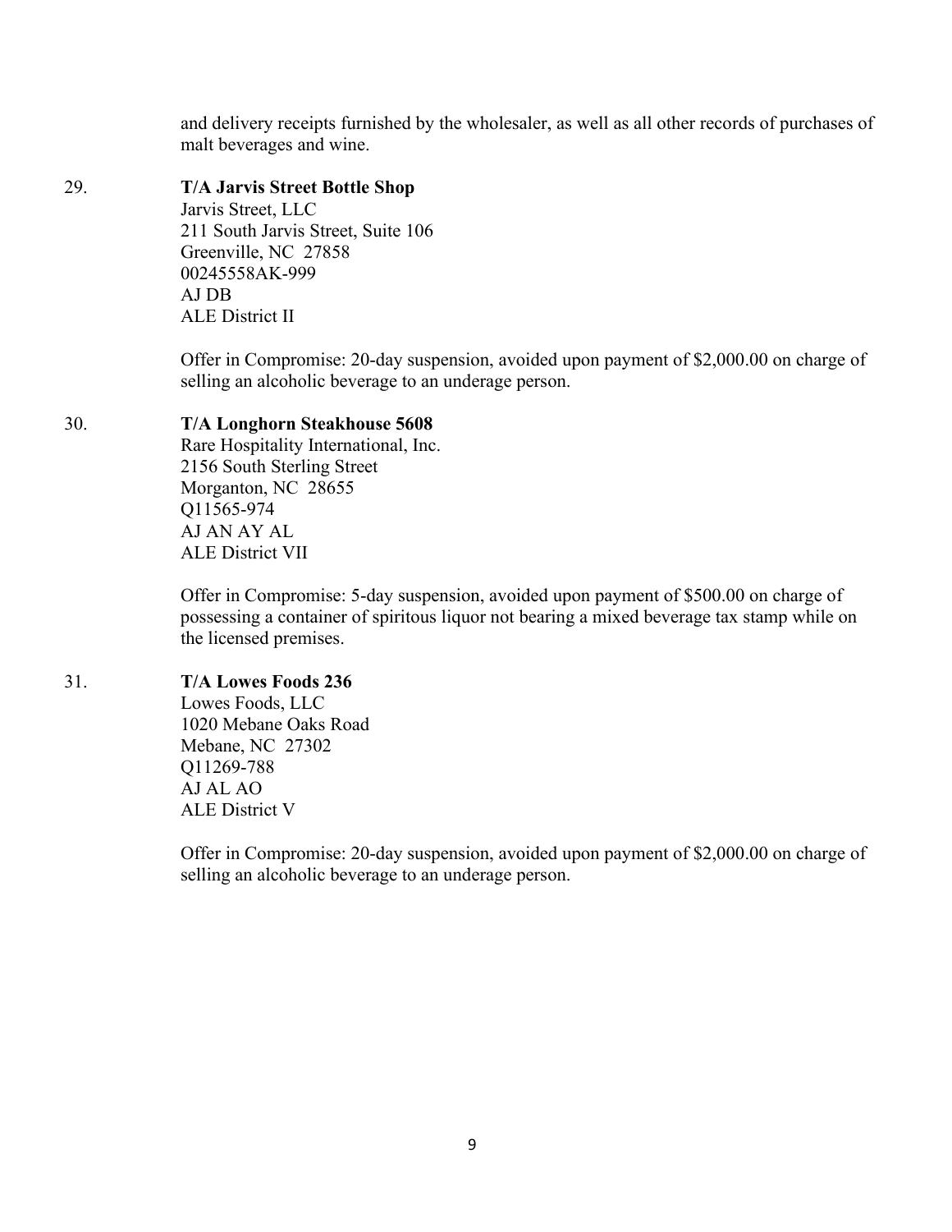and delivery receipts furnished by the wholesaler, as well as all other records of purchases of malt beverages and wine.

29. **T/A Jarvis Street Bottle Shop**
    Jarvis Street, LLC
    211 South Jarvis Street, Suite 106
    Greenville, NC 27858
    00245558AK-999
    AJ DB
    ALE District II

    Offer in Compromise: 20-day suspension, avoided upon payment of $2,000.00 on charge of selling an alcoholic beverage to an underage person.

30. **T/A Longhorn Steakhouse 5608**
    Rare Hospitality International, Inc.
    2156 South Sterling Street
    Morganton, NC 28655
    Q11565-974
    AJ AN AY AL
    ALE District VII

    Offer in Compromise: 5-day suspension, avoided upon payment of $500.00 on charge of possessing a container of spiritous liquor not bearing a mixed beverage tax stamp while on the licensed premises.

31. **T/A Lowes Foods 236**
    Lowes Foods, LLC
    1020 Mebane Oaks Road
    Mebane, NC 27302
    Q11269-788
    AJ AL AO
    ALE District V

    Offer in Compromise: 20-day suspension, avoided upon payment of $2,000.00 on charge of selling an alcoholic beverage to an underage person.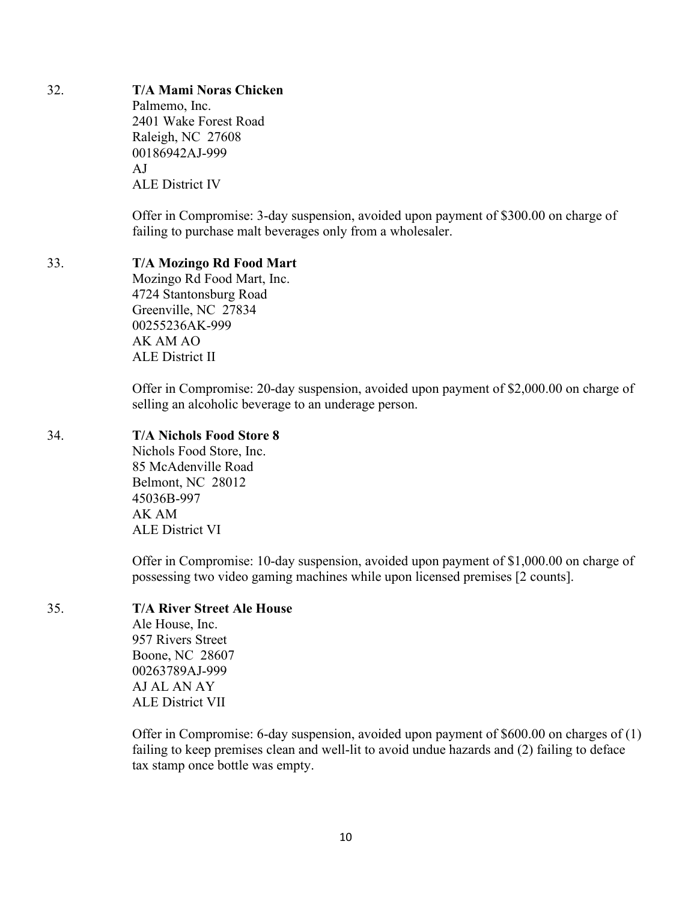32. **T/A Mami Noras Chicken**
Palmemo, Inc.
2401 Wake Forest Road
Raleigh, NC 27608
00186942AJ-999
AJ
ALE District IV

Offer in Compromise: 3-day suspension, avoided upon payment of $300.00 on charge of failing to purchase malt beverages only from a wholesaler.

33. **T/A Mozingo Rd Food Mart**
Mozingo Rd Food Mart, Inc.
4724 Stantonsburg Road
Greenville, NC 27834
00255236AK-999
AK AM AO
ALE District II

Offer in Compromise: 20-day suspension, avoided upon payment of $2,000.00 on charge of selling an alcoholic beverage to an underage person.

34. **T/A Nichols Food Store 8**
Nichols Food Store, Inc.
85 McAdenville Road
Belmont, NC 28012
45036B-997
AK AM
ALE District VI

Offer in Compromise: 10-day suspension, avoided upon payment of $1,000.00 on charge of possessing two video gaming machines while upon licensed premises [2 counts].

35. **T/A River Street Ale House**
Ale House, Inc.
957 Rivers Street
Boone, NC 28607
00263789AJ-999
AJ AL AN AY
ALE District VII

Offer in Compromise: 6-day suspension, avoided upon payment of $600.00 on charges of (1) failing to keep premises clean and well-lit to avoid undue hazards and (2) failing to deface tax stamp once bottle was empty.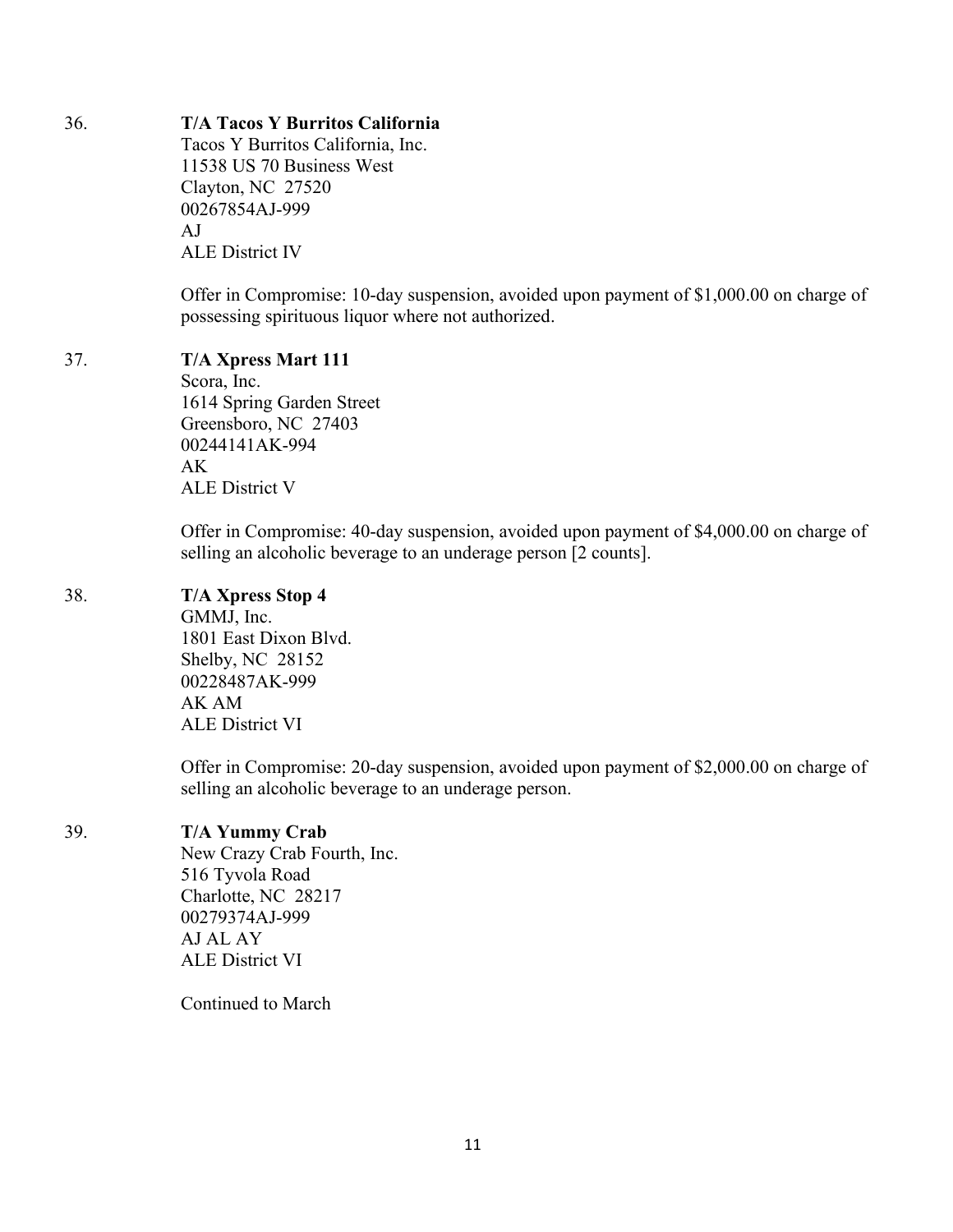36. **T/A Tacos Y Burritos California**
    Tacos Y Burritos California, Inc.
    11538 US 70 Business West
    Clayton, NC 27520
    00267854AJ-999
    AJ
    ALE District IV

    Offer in Compromise: 10-day suspension, avoided upon payment of $1,000.00 on charge of possessing spirituous liquor where not authorized.

37. **T/A Xpress Mart 111**
    Scora, Inc.
    1614 Spring Garden Street
    Greensboro, NC 27403
    00244141AK-994
    AK
    ALE District V

    Offer in Compromise: 40-day suspension, avoided upon payment of $4,000.00 on charge of selling an alcoholic beverage to an underage person [2 counts].

38. **T/A Xpress Stop 4**
    GMMJ, Inc.
    1801 East Dixon Blvd.
    Shelby, NC 28152
    00228487AK-999
    AK AM
    ALE District VI

    Offer in Compromise: 20-day suspension, avoided upon payment of $2,000.00 on charge of selling an alcoholic beverage to an underage person.

39. **T/A Yummy Crab**
    New Crazy Crab Fourth, Inc.
    516 Tyvola Road
    Charlotte, NC 28217
    00279374AJ-999
    AJ AL AY
    ALE District VI

    Continued to March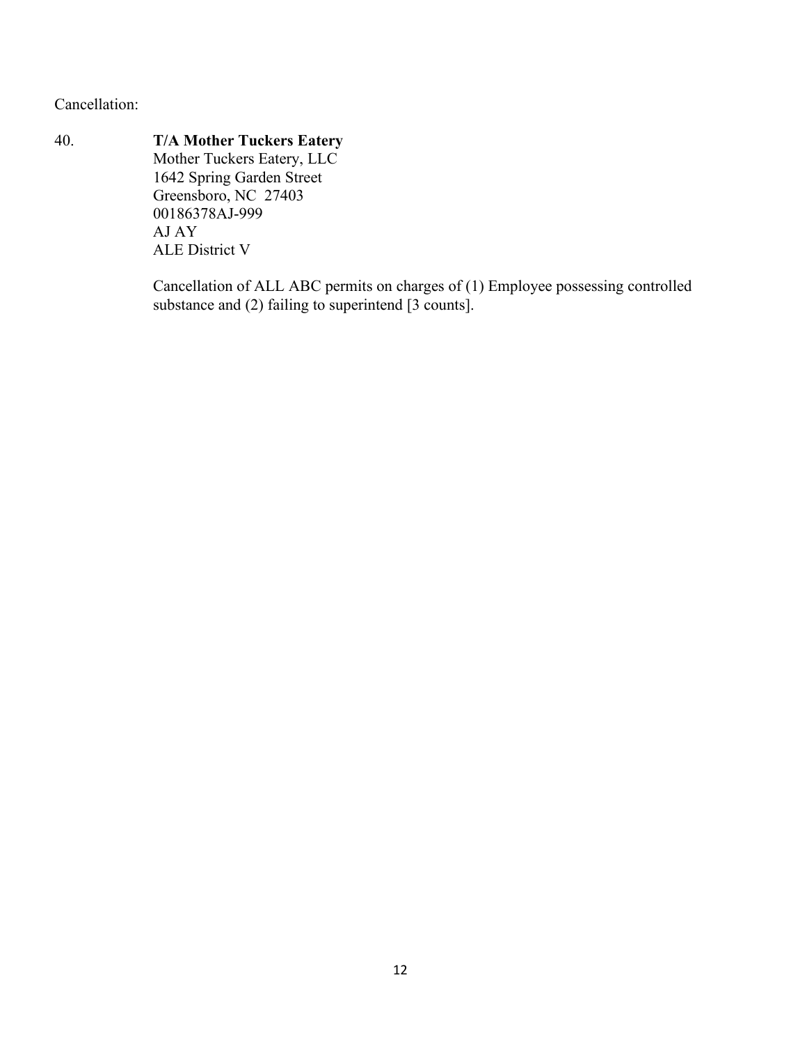Cancellation:

40. **T/A Mother Tuckers Eatery**
Mother Tuckers Eatery, LLC
1642 Spring Garden Street
Greensboro, NC 27403
00186378AJ-999
AJ AY
ALE District V

Cancellation of ALL ABC permits on charges of (1) Employee possessing controlled substance and (2) failing to superintend [3 counts].